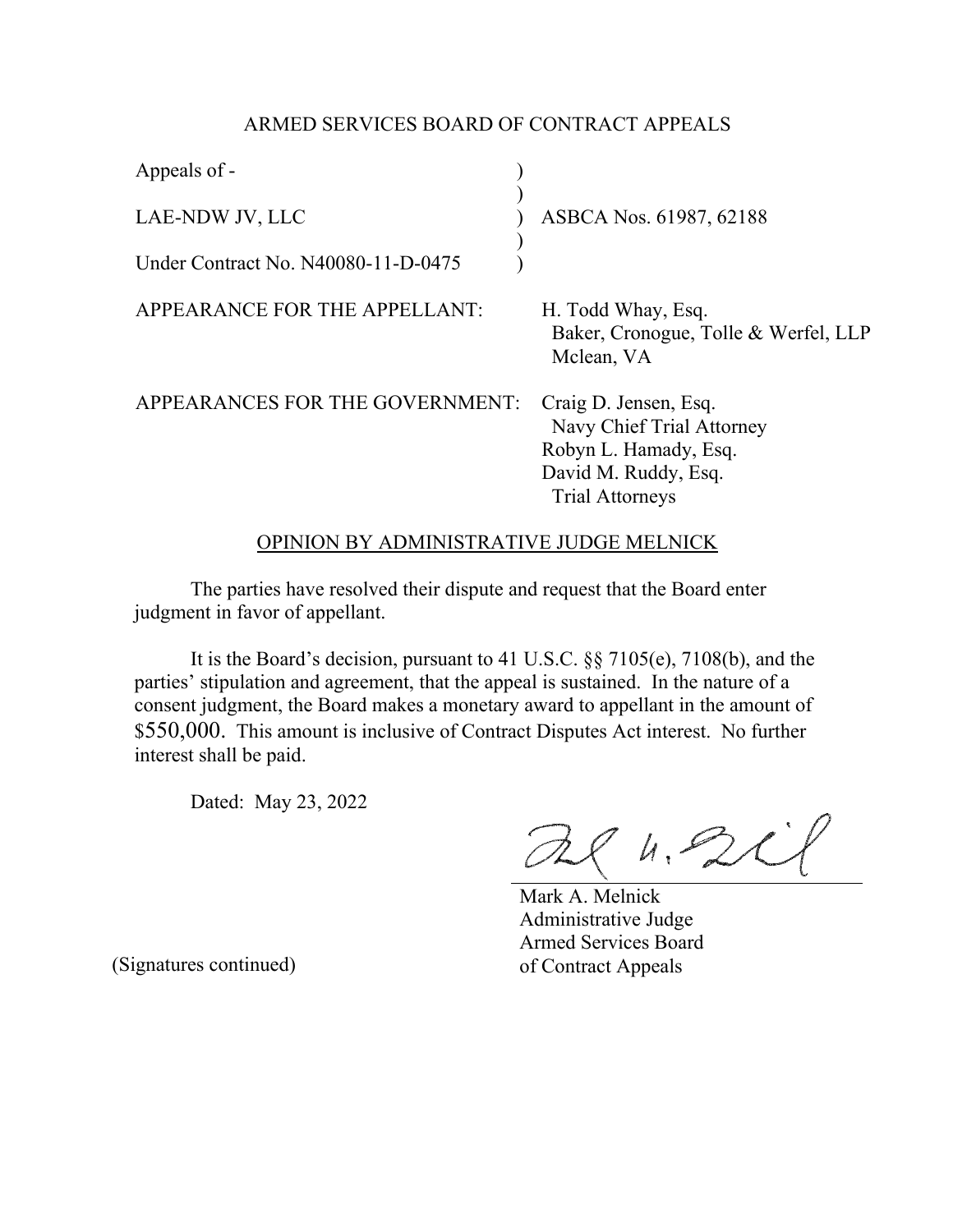# ARMED SERVICES BOARD OF CONTRACT APPEALS

| | | |
|---|---|---|
| Appeals of - | ) | |
| | ) | |
| LAE-NDW JV, LLC | ) | ASBCA Nos. 61987, 62188 |
| | ) | |
| Under Contract No. N40080-11-D-0475 | ) | |

APPEARANCE FOR THE APPELLANT: H. Todd Whay, Esq.
Baker, Cronogue, Tolle & Werfel, LLP
Mclean, VA

APPEARANCES FOR THE GOVERNMENT: Craig D. Jensen, Esq.
Navy Chief Trial Attorney
Robyn L. Hamady, Esq.
David M. Ruddy, Esq.
Trial Attorneys

## OPINION BY ADMINISTRATIVE JUDGE MELNICK

The parties have resolved their dispute and request that the Board enter judgment in favor of appellant.

It is the Board's decision, pursuant to 41 U.S.C. §§ 7105(e), 7108(b), and the parties' stipulation and agreement, that the appeal is sustained. In the nature of a consent judgment, the Board makes a monetary award to appellant in the amount of $550,000. This amount is inclusive of Contract Disputes Act interest. No further interest shall be paid.

Dated: May 23, 2022

Mark A. Melnick
Administrative Judge
Armed Services Board
of Contract Appeals

(Signatures continued)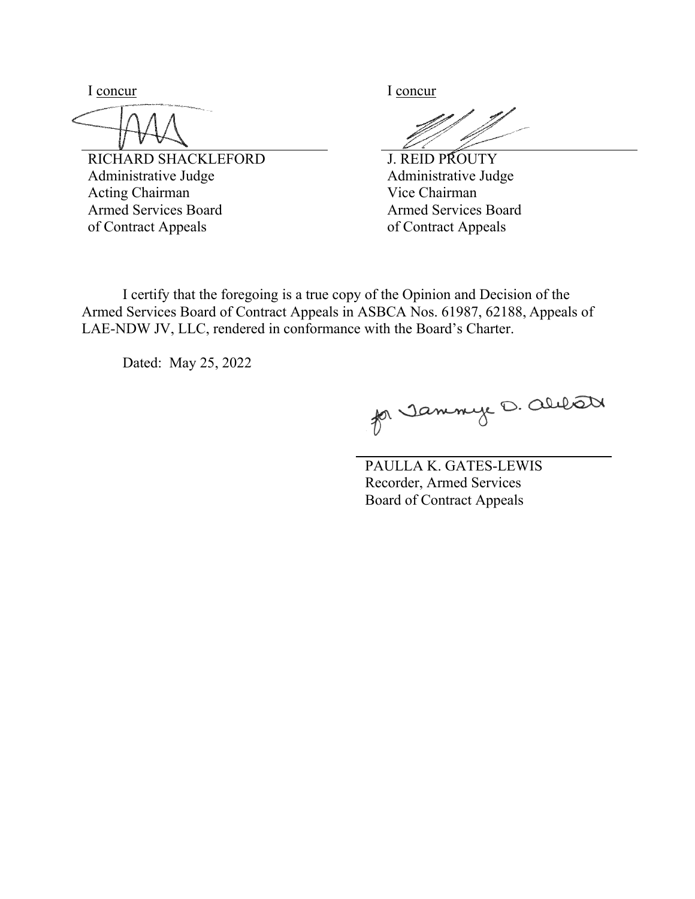I concur

RICHARD SHACKLEFORD
Administrative Judge
Acting Chairman
Armed Services Board
of Contract Appeals

I concur

J. REID PROUTY
Administrative Judge
Vice Chairman
Armed Services Board
of Contract Appeals

I certify that the foregoing is a true copy of the Opinion and Decision of the Armed Services Board of Contract Appeals in ASBCA Nos. 61987, 62188, Appeals of LAE-NDW JV, LLC, rendered in conformance with the Board's Charter.

Dated: May 25, 2022

for Tammye D. Abbott

PAULLA K. GATES-LEWIS
Recorder, Armed Services
Board of Contract Appeals